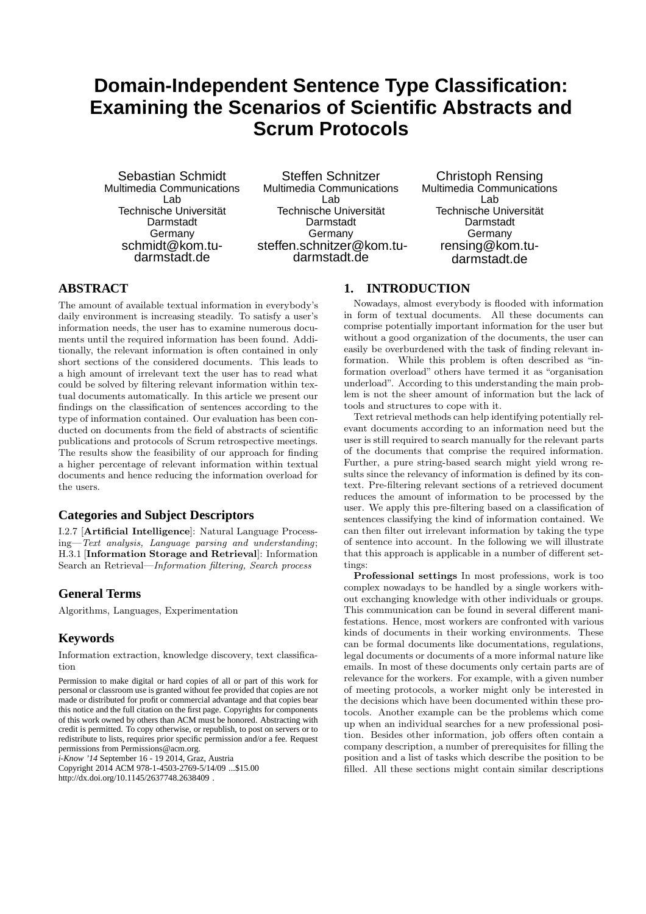# Domain-Independent Sentence Type Classification: Examining the Scenarios of Scientific Abstracts and Scrum Protocols

Sebastian Schmidt
Multimedia Communications Lab
Technische Universität Darmstadt
Germany
schmidt@kom.tu-darmstadt.de

Steffen Schnitzer
Multimedia Communications Lab
Technische Universität Darmstadt
Germany
steffen.schnitzer@kom.tu-darmstadt.de

Christoph Rensing
Multimedia Communications Lab
Technische Universität Darmstadt
Germany
rensing@kom.tu-darmstadt.de

## ABSTRACT

The amount of available textual information in everybody's daily environment is increasing steadily. To satisfy a user's information needs, the user has to examine numerous documents until the required information has been found. Additionally, the relevant information is often contained in only short sections of the considered documents. This leads to a high amount of irrelevant text the user has to read what could be solved by filtering relevant information within textual documents automatically. In this article we present our findings on the classification of sentences according to the type of information contained. Our evaluation has been conducted on documents from the field of abstracts of scientific publications and protocols of Scrum retrospective meetings. The results show the feasibility of our approach for finding a higher percentage of relevant information within textual documents and hence reducing the information overload for the users.

### Categories and Subject Descriptors

I.2.7 [**Artificial Intelligence**]: Natural Language Processing—*Text analysis, Language parsing and understanding*; H.3.1 [**Information Storage and Retrieval**]: Information Search an Retrieval—*Information filtering, Search process*

### General Terms

Algorithms, Languages, Experimentation

### Keywords

Information extraction, knowledge discovery, text classification

Permission to make digital or hard copies of all or part of this work for personal or classroom use is granted without fee provided that copies are not made or distributed for profit or commercial advantage and that copies bear this notice and the full citation on the first page. Copyrights for components of this work owned by others than ACM must be honored. Abstracting with credit is permitted. To copy otherwise, or republish, to post on servers or to redistribute to lists, requires prior specific permission and/or a fee. Request permissions from Permissions@acm.org.
*i-Know '14* September 16 - 19 2014, Graz, Austria
Copyright 2014 ACM 978-1-4503-2769-5/14/09 ...$15.00
http://dx.doi.org/10.1145/2637748.2638409 .

## 1. INTRODUCTION

Nowadays, almost everybody is flooded with information in form of textual documents. All these documents can comprise potentially important information for the user but without a good organization of the documents, the user can easily be overburdened with the task of finding relevant information. While this problem is often described as "information overload" others have termed it as "organisation underload". According to this understanding the main problem is not the sheer amount of information but the lack of tools and structures to cope with it.

Text retrieval methods can help identifying potentially relevant documents according to an information need but the user is still required to search manually for the relevant parts of the documents that comprise the required information. Further, a pure string-based search might yield wrong results since the relevancy of information is defined by its context. Pre-filtering relevant sections of a retrieved document reduces the amount of information to be processed by the user. We apply this pre-filtering based on a classification of sentences classifying the kind of information contained. We can then filter out irrelevant information by taking the type of sentence into account. In the following we will illustrate that this approach is applicable in a number of different settings:

**Professional settings** In most professions, work is too complex nowadays to be handled by a single workers without exchanging knowledge with other individuals or groups. This communication can be found in several different manifestations. Hence, most workers are confronted with various kinds of documents in their working environments. These can be formal documents like documentations, regulations, legal documents or documents of a more informal nature like emails. In most of these documents only certain parts are of relevance for the workers. For example, with a given number of meeting protocols, a worker might only be interested in the decisions which have been documented within these protocols. Another example can be the problems which come up when an individual searches for a new professional position. Besides other information, job offers often contain a company description, a number of prerequisites for filling the position and a list of tasks which describe the position to be filled. All these sections might contain similar descriptions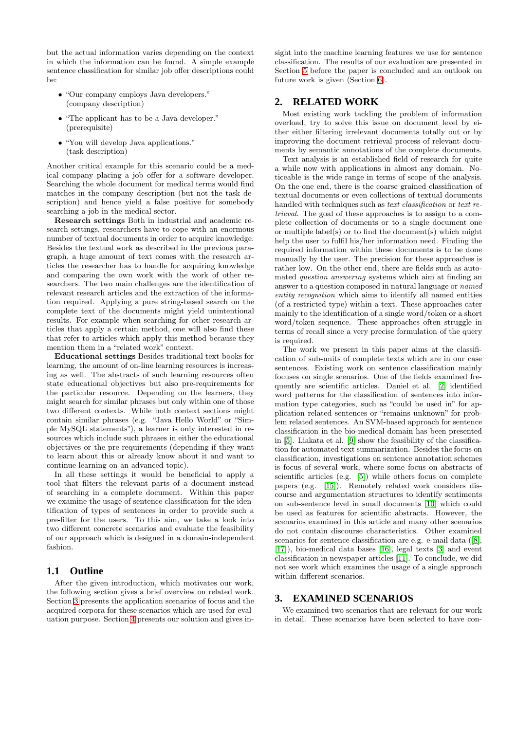but the actual information varies depending on the context in which the information can be found. A simple example sentence classification for similar job offer descriptions could be:

- "Our company employs Java developers." (company description)
- "The applicant has to be a Java developer." (prerequisite)
- "You will develop Java applications." (task description)

Another critical example for this scenario could be a medical company placing a job offer for a software developer. Searching the whole document for medical terms would find matches in the company description (but not the task description) and hence yield a false positive for somebody searching a job in the medical sector.

**Research settings** Both in industrial and academic research settings, researchers have to cope with an enormous number of textual documents in order to acquire knowledge. Besides the textual work as described in the previous paragraph, a huge amount of text comes with the research articles the researcher has to handle for acquiring knowledge and comparing the own work with the work of other researchers. The two main challenges are the identification of relevant research articles and the extraction of the information required. Applying a pure string-based search on the complete text of the documents might yield unintentional results. For example when searching for other research articles that apply a certain method, one will also find these that refer to articles which apply this method because they mention them in a "related work" context.

**Educational settings** Besides traditional text books for learning, the amount of on-line learning resources is increasing as well. The abstracts of such learning resources often state educational objectives but also pre-requirements for the particular resource. Depending on the learners, they might search for similar phrases but only within one of those two different contexts. While both context sections might contain similar phrases (e.g. "Java Hello World" or "Simple MySQL statements"), a learner is only interested in resources which include such phrases in either the educational objectives or the pre-requirements (depending if they want to learn about this or already know about it and want to continue learning on an advanced topic).

In all these settings it would be beneficial to apply a tool that filters the relevant parts of a document instead of searching in a complete document. Within this paper we examine the usage of sentence classification for the identification of types of sentences in order to provide such a pre-filter for the users. To this aim, we take a look into two different concrete scenarios and evaluate the feasibility of our approach which is designed in a domain-independent fashion.

## 1.1 Outline

After the given introduction, which motivates our work, the following section gives a brief overview on related work. Section 3 presents the application scenarios of focus and the acquired corpora for these scenarios which are used for evaluation purpose. Section 4 presents our solution and gives insight into the machine learning features we use for sentence classification. The results of our evaluation are presented in Section 5 before the paper is concluded and an outlook on future work is given (Section 6).

## 2. RELATED WORK

Most existing work tackling the problem of information overload, try to solve this issue on document level by either either filtering irrelevant documents totally out or by improving the document retrieval process of relevant documents by semantic annotations of the complete documents.

Text analysis is an established field of research for quite a while now with applications in almost any domain. Noticeable is the wide range in terms of scope of the analysis. On the one end, there is the coarse grained classification of textual documents or even collections of textual documents handled with techniques such as *text classification* or *text retrieval*. The goal of these approaches is to assign to a complete collection of documents or to a single document one or multiple label(s) or to find the document(s) which might help the user to fulfil his/her information need. Finding the required information within these documents is to be done manually by the user. The precision for these approaches is rather low. On the other end, there are fields such as automated *question answering* systems which aim at finding an answer to a question composed in natural language or *named entity recognition* which aims to identify all named entities (of a restricted type) within a text. These approaches cater mainly to the identification of a single word/token or a short word/token sequence. These approaches often struggle in terms of recall since a very precise formulation of the query is required.

The work we present in this paper aims at the classification of sub-units of complete texts which are in our case sentences. Existing work on sentence classification mainly focuses on single scenarios. One of the fields examined frequently are scientific articles. Daniel et al. [2] identified word patterns for the classification of sentences into information type categories, such as "could be used in" for application related sentences or "remains unknown" for problem related sentences. An SVM-based approach for sentence classification in the bio-medical domain has been presented in [5]. Liakata et al. [9] show the feasibility of the classification for automated text summarization. Besides the focus on classification, investigations on sentence annotation schemes is focus of several work, where some focus on abstracts of scientific articles (e.g. [5]) while others focus on complete papers (e.g. [15]). Remotely related work considers discourse and argumentation structures to identify sentiments on sub-sentence level in small documents [10] which could be used as features for scientific abstracts. However, the scenarios examined in this article and many other scenarios do not contain discourse characteristics. Other examined scenarios for sentence classification are e.g. e-mail data ([8], [17]), bio-medical data bases [16], legal texts [3] and event classification in newspaper articles [11]. To conclude, we did not see work which examines the usage of a single approach within different scenarios.

## 3. EXAMINED SCENARIOS

We examined two scenarios that are relevant for our work in detail. These scenarios have been selected to have con-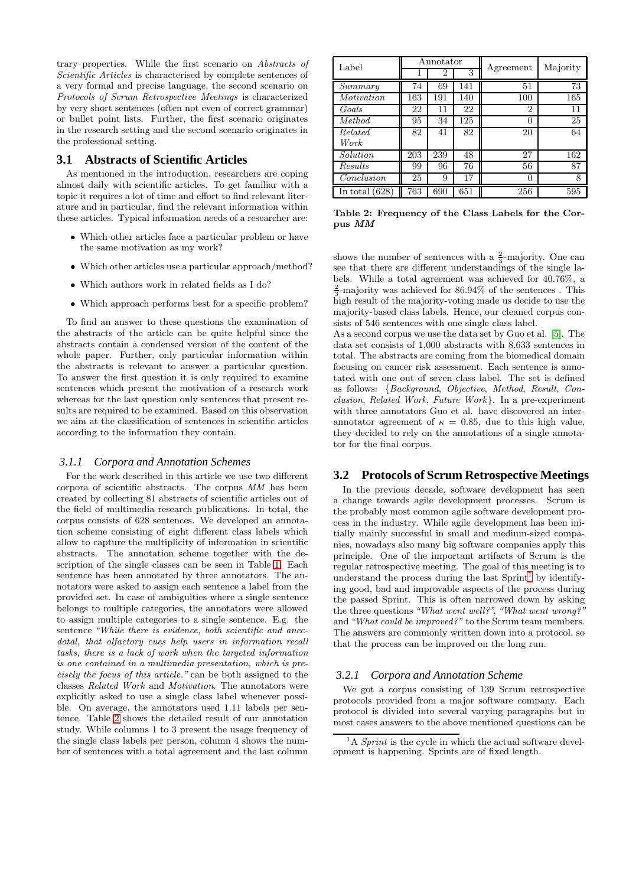trary properties. While the first scenario on *Abstracts of Scientific Articles* is characterised by complete sentences of a very formal and precise language, the second scenario on *Protocols of Scrum Retrospective Meetings* is characterized by very short sentences (often not even of correct grammar) or bullet point lists. Further, the first scenario originates in the research setting and the second scenario originates in the professional setting.

## 3.1 Abstracts of Scientific Articles

As mentioned in the introduction, researchers are coping almost daily with scientific articles. To get familiar with a topic it requires a lot of time and effort to find relevant literature and in particular, find the relevant information within these articles. Typical information needs of a researcher are:

- Which other articles face a particular problem or have the same motivation as my work?
- Which other articles use a particular approach/method?
- Which authors work in related fields as I do?
- Which approach performs best for a specific problem?

To find an answer to these questions the examination of the abstracts of the article can be quite helpful since the abstracts contain a condensed version of the content of the whole paper. Further, only particular information within the abstracts is relevant to answer a particular question. To answer the first question it is only required to examine sentences which present the motivation of a research work whereas for the last question only sentences that present results are required to be examined. Based on this observation we aim at the classification of sentences in scientific articles according to the information they contain.

### 3.1.1 Corpora and Annotation Schemes

For the work described in this article we use two different corpora of scientific abstracts. The corpus *MM* has been created by collecting 81 abstracts of scientific articles out of the field of multimedia research publications. In total, the corpus consists of 628 sentences. We developed an annotation scheme consisting of eight different class labels which allow to capture the multiplicity of information in scientific abstracts. The annotation scheme together with the description of the single classes can be seen in Table 1. Each sentence has been annotated by three annotators. The annotators were asked to assign each sentence a label from the provided set. In case of ambiguities where a single sentence belongs to multiple categories, the annotators were allowed to assign multiple categories to a single sentence. E.g. the sentence *"While there is evidence, both scientific and anecdotal, that olfactory cues help users in information recall tasks, there is a lack of work when the targeted information is one contained in a multimedia presentation, which is precisely the focus of this article."* can be both assigned to the classes *Related Work* and *Motivation*. The annotators were explicitly asked to use a single class label whenever possible. On average, the annotators used 1.11 labels per sentence. Table 2 shows the detailed result of our annotation study. While columns 1 to 3 present the usage frequency of the single class labels per person, column 4 shows the number of sentences with a total agreement and the last column shows the number of sentences with a $\frac{2}{3}$-majority. One can see that there are different understandings of the single labels. While a total agreement was achieved for 40.76%, a $\frac{2}{3}$-majority was achieved for 86.94% of the sentences . This high result of the majority-voting made us decide to use the majority-based class labels. Hence, our cleaned corpus consists of 546 sentences with one single class label.

| Label | Annotator | | | Agreement | Majority |
|---|---|---|---|---|---|
| | 1 | 2 | 3 | | |
| *Summary* | 74 | 69 | 141 | 51 | 73 |
| *Motivation* | 163 | 191 | 140 | 100 | 165 |
| *Goals* | 22 | 11 | 22 | 2 | 11 |
| *Method* | 95 | 34 | 125 | 0 | 25 |
| *Related Work* | 82 | 41 | 82 | 20 | 64 |
| *Solution* | 203 | 239 | 48 | 27 | 162 |
| *Results* | 99 | 96 | 76 | 56 | 87 |
| *Conclusion* | 25 | 9 | 17 | 0 | 8 |
| In total (628) | 763 | 690 | 651 | 256 | 595 |

**Table 2: Frequency of the Class Labels for the Corpus *MM***

As a second corpus we use the data set by Guo et al. [5]. The data set consists of 1,000 abstracts with 8,633 sentences in total. The abstracts are coming from the biomedical domain focusing on cancer risk assessment. Each sentence is annotated with one out of seven class label. The set is defined as follows: {*Background*, *Objective*, *Method*, *Result*, *Conclusion*, *Related Work*, *Future Work*}. In a pre-experiment with three annotators Guo et al. have discovered an inter-annotator agreement of $\kappa = 0.85$, due to this high value, they decided to rely on the annotations of a single annotator for the final corpus.

## 3.2 Protocols of Scrum Retrospective Meetings

In the previous decade, software development has seen a change towards agile development processes. Scrum is the probably most common agile software development process in the industry. While agile development has been initially mainly successful in small and medium-sized companies, nowadays also many big software companies apply this principle. One of the important artifacts of Scrum is the regular retrospective meeting. The goal of this meeting is to understand the process during the last Sprint[1] by identifying good, bad and improvable aspects of the process during the passed Sprint. This is often narrowed down by asking the three questions *"What went well?"*, *"What went wrong?"* and *"What could be improved?"* to the Scrum team members. The answers are commonly written down into a protocol, so that the process can be improved on the long run.

### 3.2.1 Corpora and Annotation Scheme

We got a corpus consisting of 139 Scrum retrospective protocols provided from a major software company. Each protocol is divided into several varying paragraphs but in most cases answers to the above mentioned questions can be

[1] A *Sprint* is the cycle in which the actual software development is happening. Sprints are of fixed length.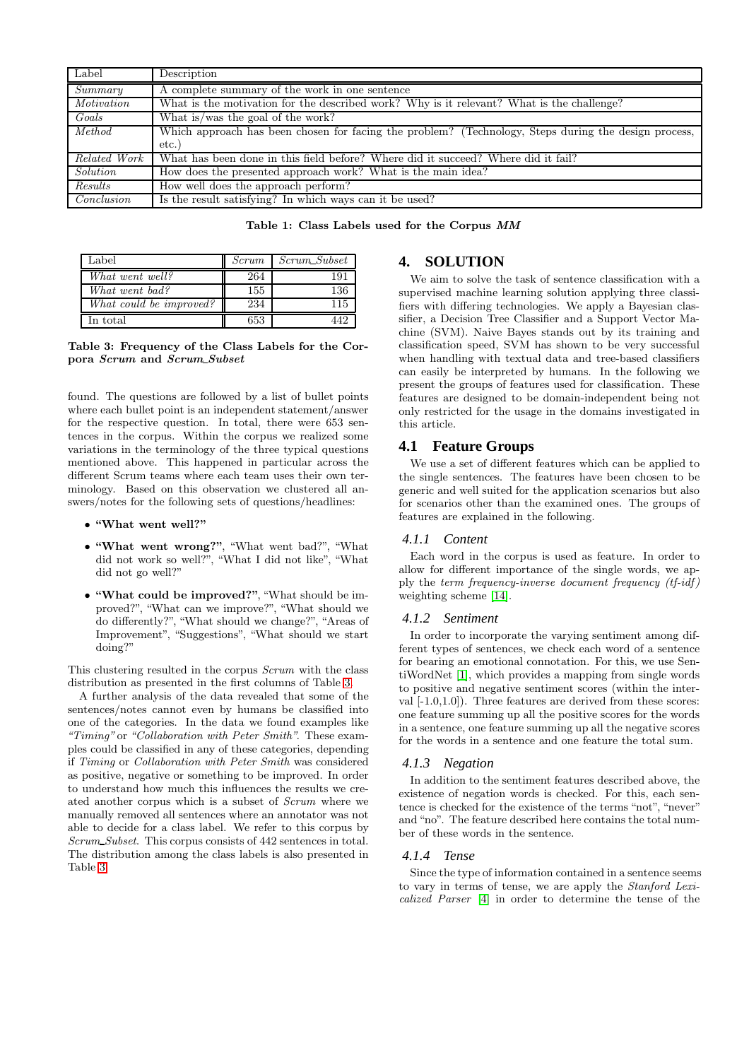| Label | Description |
|---|---|
| *Summary* | A complete summary of the work in one sentence |
| *Motivation* | What is the motivation for the described work? Why is it relevant? What is the challenge? |
| *Goals* | What is/was the goal of the work? |
| *Method* | Which approach has been chosen for facing the problem? (Technology, Steps during the design process, etc.) |
| *Related Work* | What has been done in this field before? Where did it succeed? Where did it fail? |
| *Solution* | How does the presented approach work? What is the main idea? |
| *Results* | How well does the approach perform? |
| *Conclusion* | Is the result satisfying? In which ways can it be used? |

**Table 1: Class Labels used for the Corpus *MM***

| Label | *Scrum* | *Scrum_Subset* |
|---|---|---|
| *What went well?* | 264 | 191 |
| *What went bad?* | 155 | 136 |
| *What could be improved?* | 234 | 115 |
| In total | 653 | 442 |

**Table 3: Frequency of the Class Labels for the Corpora *Scrum* and *Scrum_Subset***

found. The questions are followed by a list of bullet points where each bullet point is an independent statement/answer for the respective question. In total, there were 653 sentences in the corpus. Within the corpus we realized some variations in the terminology of the three typical questions mentioned above. This happened in particular across the different Scrum teams where each team uses their own terminology. Based on this observation we clustered all answers/notes for the following sets of questions/headlines:

- **"What went well?"**
- **"What went wrong?"**, "What went bad?", "What did not work so well?", "What I did not like", "What did not go well?"
- **"What could be improved?"**, "What should be improved?", "What can we improve?", "What should we do differently?", "What should we change?", "Areas of Improvement", "Suggestions", "What should we start doing?"

This clustering resulted in the corpus *Scrum* with the class distribution as presented in the first columns of Table 3.

A further analysis of the data revealed that some of the sentences/notes cannot even by humans be classified into one of the categories. In the data we found examples like *"Timing"* or *"Collaboration with Peter Smith"*. These examples could be classified in any of these categories, depending if *Timing* or *Collaboration with Peter Smith* was considered as positive, negative or something to be improved. In order to understand how much this influences the results we created another corpus which is a subset of *Scrum* where we manually removed all sentences where an annotator was not able to decide for a class label. We refer to this corpus by *Scrum_Subset*. This corpus consists of 442 sentences in total. The distribution among the class labels is also presented in Table 3.

## 4. SOLUTION

We aim to solve the task of sentence classification with a supervised machine learning solution applying three classifiers with differing technologies. We apply a Bayesian classifier, a Decision Tree Classifier and a Support Vector Machine (SVM). Naive Bayes stands out by its training and classification speed, SVM has shown to be very successful when handling with textual data and tree-based classifiers can easily be interpreted by humans. In the following we present the groups of features used for classification. These features are designed to be domain-independent being not only restricted for the usage in the domains investigated in this article.

### 4.1 Feature Groups

We use a set of different features which can be applied to the single sentences. The features have been chosen to be generic and well suited for the application scenarios but also for scenarios other than the examined ones. The groups of features are explained in the following.

#### 4.1.1 Content

Each word in the corpus is used as feature. In order to allow for different importance of the single words, we apply the *term frequency-inverse document frequency (tf-idf)* weighting scheme [14].

#### 4.1.2 Sentiment

In order to incorporate the varying sentiment among different types of sentences, we check each word of a sentence for bearing an emotional connotation. For this, we use SentiWordNet [1], which provides a mapping from single words to positive and negative sentiment scores (within the interval [-1.0,1.0]). Three features are derived from these scores: one feature summing up all the positive scores for the words in a sentence, one feature summing up all the negative scores for the words in a sentence and one feature the total sum.

#### 4.1.3 Negation

In addition to the sentiment features described above, the existence of negation words is checked. For this, each sentence is checked for the existence of the terms "not", "never" and "no". The feature described here contains the total number of these words in the sentence.

#### 4.1.4 Tense

Since the type of information contained in a sentence seems to vary in terms of tense, we are apply the *Stanford Lexicalized Parser* [4] in order to determine the tense of the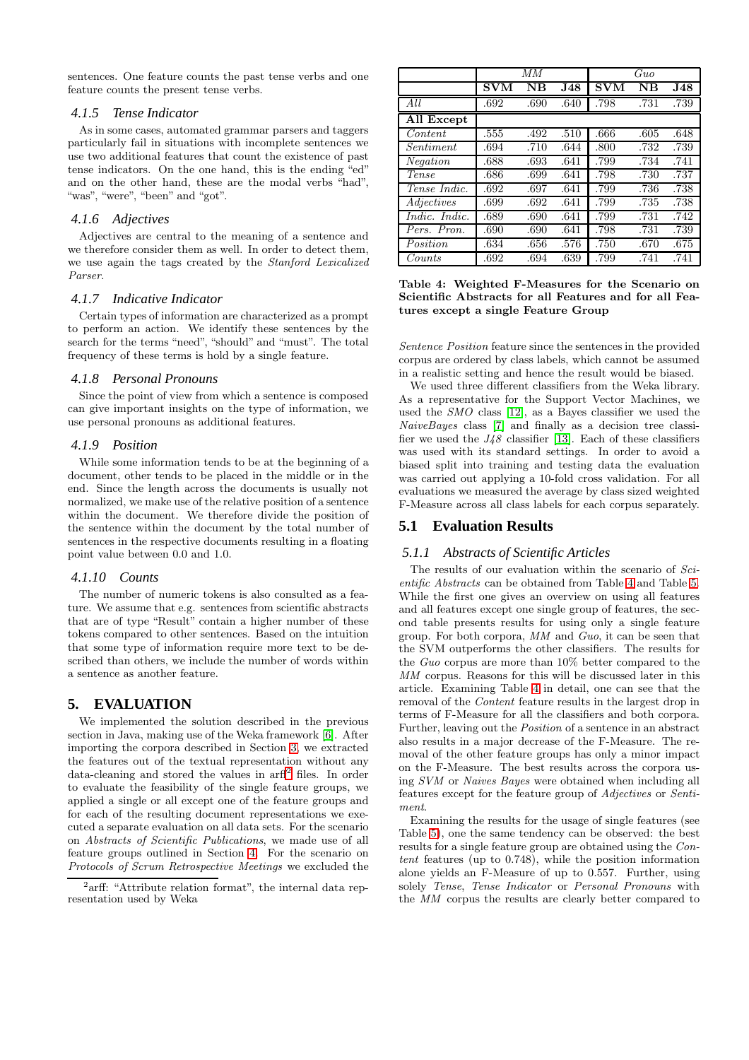sentences. One feature counts the past tense verbs and one feature counts the present tense verbs.

### 4.1.5 Tense Indicator

As in some cases, automated grammar parsers and taggers particularly fail in situations with incomplete sentences we use two additional features that count the existence of past tense indicators. On the one hand, this is the ending "ed" and on the other hand, these are the modal verbs "had", "was", "were", "been" and "got".

### 4.1.6 Adjectives

Adjectives are central to the meaning of a sentence and we therefore consider them as well. In order to detect them, we use again the tags created by the *Stanford Lexicalized Parser*.

### 4.1.7 Indicative Indicator

Certain types of information are characterized as a prompt to perform an action. We identify these sentences by the search for the terms "need", "should" and "must". The total frequency of these terms is hold by a single feature.

### 4.1.8 Personal Pronouns

Since the point of view from which a sentence is composed can give important insights on the type of information, we use personal pronouns as additional features.

### 4.1.9 Position

While some information tends to be at the beginning of a document, other tends to be placed in the middle or in the end. Since the length across the documents is usually not normalized, we make use of the relative position of a sentence within the document. We therefore divide the position of the sentence within the document by the total number of sentences in the respective documents resulting in a floating point value between 0.0 and 1.0.

### 4.1.10 Counts

The number of numeric tokens is also consulted as a feature. We assume that e.g. sentences from scientific abstracts that are of type "Result" contain a higher number of these tokens compared to other sentences. Based on the intuition that some type of information require more text to be described than others, we include the number of words within a sentence as another feature.

## 5. EVALUATION

We implemented the solution described in the previous section in Java, making use of the Weka framework [6]. After importing the corpora described in Section 3, we extracted the features out of the textual representation without any data-cleaning and stored the values in arff[2] files. In order to evaluate the feasibility of the single feature groups, we applied a single or all except one of the feature groups and for each of the resulting document representations we executed a separate evaluation on all data sets. For the scenario on *Abstracts of Scientific Publications*, we made use of all feature groups outlined in Section 4. For the scenario on *Protocols of Scrum Retrospective Meetings* we excluded the *Sentence Position* feature since the sentences in the provided corpus are ordered by class labels, which cannot be assumed in a realistic setting and hence the result would be biased.

|  | *MM* |  |  | *Guo* |  |  |
|---|---|---|---|---|---|---|
|  | **SVM** | **NB** | **J48** | **SVM** | **NB** | **J48** |
| *All* | .692 | .690 | .640 | .798 | .731 | .739 |
| **All Except** |  |  |  |  |  |  |
| *Content* | .555 | .492 | .510 | .666 | .605 | .648 |
| *Sentiment* | .694 | .710 | .644 | .800 | .732 | .739 |
| *Negation* | .688 | .693 | .641 | .799 | .734 | .741 |
| *Tense* | .686 | .699 | .641 | .798 | .730 | .737 |
| *Tense Indic.* | .692 | .697 | .641 | .799 | .736 | .738 |
| *Adjectives* | .699 | .692 | .641 | .799 | .735 | .738 |
| *Indic. Indic.* | .689 | .690 | .641 | .799 | .731 | .742 |
| *Pers. Pron.* | .690 | .690 | .641 | .798 | .731 | .739 |
| *Position* | .634 | .656 | .576 | .750 | .670 | .675 |
| *Counts* | .692 | .694 | .639 | .799 | .741 | .741 |

**Table 4: Weighted F-Measures for the Scenario on Scientific Abstracts for all Features and for all Features except a single Feature Group**

We used three different classifiers from the Weka library. As a representative for the Support Vector Machines, we used the *SMO* class [12], as a Bayes classifier we used the *NaiveBayes* class [7] and finally as a decision tree classifier we used the *J48* classifier [13]. Each of these classifiers was used with its standard settings. In order to avoid a biased split into training and testing data the evaluation was carried out applying a 10-fold cross validation. For all evaluations we measured the average by class sized weighted F-Measure across all class labels for each corpus separately.

### 5.1 Evaluation Results

#### 5.1.1 Abstracts of Scientific Articles

The results of our evaluation within the scenario of *Scientific Abstracts* can be obtained from Table 4 and Table 5. While the first one gives an overview on using all features and all features except one single group of features, the second table presents results for using only a single feature group. For both corpora, *MM* and *Guo*, it can be seen that the SVM outperforms the other classifiers. The results for the *Guo* corpus are more than 10% better compared to the *MM* corpus. Reasons for this will be discussed later in this article. Examining Table 4 in detail, one can see that the removal of the *Content* feature results in the largest drop in terms of F-Measure for all the classifiers and both corpora. Further, leaving out the *Position* of a sentence in an abstract also results in a major decrease of the F-Measure. The removal of the other feature groups has only a minor impact on the F-Measure. The best results across the corpora using *SVM* or *Naives Bayes* were obtained when including all features except for the feature group of *Adjectives* or *Sentiment*.

Examining the results for the usage of single features (see Table 5), one the same tendency can be observed: the best results for a single feature group are obtained using the *Content* features (up to 0.748), while the position information alone yields an F-Measure of up to 0.557. Further, using solely *Tense*, *Tense Indicator* or *Personal Pronouns* with the *MM* corpus the results are clearly better compared to

[2] arff: "Attribute relation format", the internal data representation used by Weka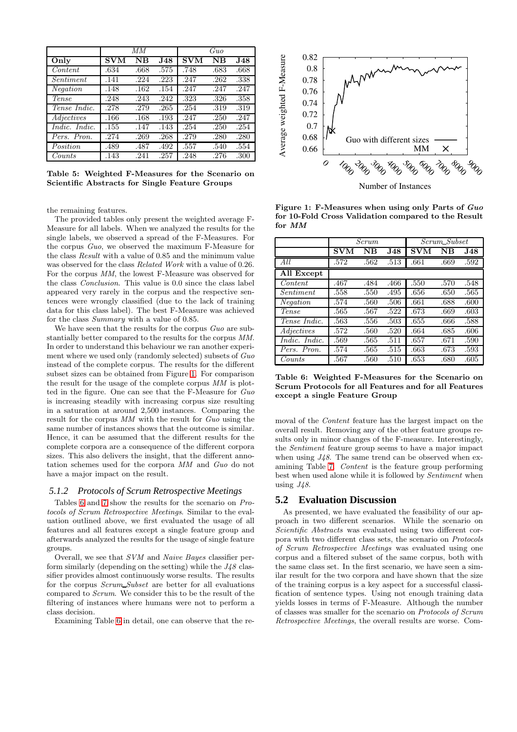| Only | *MM* | | | *Guo* | | |
|---|---|---|---|---|---|---|
| | **SVM** | **NB** | **J48** | **SVM** | **NB** | **J48** |
| *Content* | .634 | .668 | .575 | .748 | .683 | .668 |
| *Sentiment* | .141 | .224 | .223 | .247 | .262 | .338 |
| *Negation* | .148 | .162 | .154 | .247 | .247 | .247 |
| *Tense* | .248 | .243 | .242 | .323 | .326 | .358 |
| *Tense Indic.* | .278 | .279 | .265 | .254 | .319 | .319 |
| *Adjectives* | .166 | .168 | .193 | .247 | .250 | .247 |
| *Indic. Indic.* | .155 | .147 | .143 | .254 | .250 | .254 |
| *Pers. Pron.* | .274 | .269 | .268 | .279 | .280 | .280 |
| *Position* | .489 | .487 | .492 | .557 | .540 | .554 |
| *Counts* | .143 | .241 | .257 | .248 | .276 | .300 |

**Table 5: Weighted F-Measures for the Scenario on Scientific Abstracts for Single Feature Groups**

the remaining features.

The provided tables only present the weighted average F-Measure for all labels. When we analyzed the results for the single labels, we observed a spread of the F-Measures. For the corpus *Guo*, we observed the maximum F-Measure for the class *Result* with a value of 0.85 and the minimum value was observed for the class *Related Work* with a value of 0.26. For the corpus *MM*, the lowest F-Measure was observed for the class *Conclusion*. This value is 0.0 since the class label appeared very rarely in the corpus and the respective sentences were wrongly classified (due to the lack of training data for this class label). The best F-Measure was achieved for the class *Summary* with a value of 0.85.

We have seen that the results for the corpus *Guo* are substantially better compared to the results for the corpus *MM*. In order to understand this behaviour we ran another experiment where we used only (randomly selected) subsets of *Guo* instead of the complete corpus. The results for the different subset sizes can be obtained from Figure 1. For comparison the result for the usage of the complete corpus *MM* is plotted in the figure. One can see that the F-Measure for *Guo* is increasing steadily with increasing corpus size resulting in a saturation at around 2,500 instances. Comparing the result for the corpus *MM* with the result for *Guo* using the same number of instances shows that the outcome is similar. Hence, it can be assumed that the different results for the complete corpora are a consequence of the different corpora sizes. This also delivers the insight, that the different annotation schemes used for the corpora *MM* and *Guo* do not have a major impact on the result.

### 5.1.2 Protocols of Scrum Retrospective Meetings

Tables 6 and 7 show the results for the scenario on *Protocols of Scrum Retrospective Meetings*. Similar to the evaluation outlined above, we first evaluated the usage of all features and all features except a single feature group and afterwards analyzed the results for the usage of single feature groups.

Overall, we see that *SVM* and *Naive Bayes* classifier perform similarly (depending on the setting) while the *J48* classifier provides almost continuously worse results. The results for the corpus *Scrum_Subset* are better for all evaluations compared to *Scrum*. We consider this to be the result of the filtering of instances where humans were not to perform a class decision.

Examining Table 6 in detail, one can observe that the removal of the *Content* feature has the largest impact on the overall result. Removing any of the other feature groups results only in minor changes of the F-measure. Interestingly, the *Sentiment* feature group seems to have a major impact when using *J48*. The same trend can be observed when examining Table 7. *Content* is the feature group performing best when used alone while it is followed by *Sentiment* when using *J48*.

**Figure 1: F-Measures when using only Parts of *Guo* for 10-Fold Cross Validation compared to the Result for *MM***

| | *Scrum* | | | *Scrum_Subset* | | |
|---|---|---|---|---|---|---|
| | **SVM** | **NB** | **J48** | **SVM** | **NB** | **J48** |
| *All* | .572 | .562 | .513 | .661 | .669 | .592 |
| **All Except** | | | | | | |
| *Content* | .467 | .484 | .466 | .550 | .570 | .548 |
| *Sentiment* | .558 | .550 | .495 | .656 | .650 | .565 |
| *Negation* | .574 | .560 | .506 | .661 | .688 | .600 |
| *Tense* | .565 | .567 | .522 | .673 | .669 | .603 |
| *Tense Indic.* | .563 | .556 | .503 | .655 | .666 | .588 |
| *Adjectives* | .572 | .560 | .520 | .664 | .685 | .606 |
| *Indic. Indic.* | .569 | .565 | .511 | .657 | .671 | .590 |
| *Pers. Pron.* | .574 | .565 | .515 | .663 | .673 | .593 |
| *Counts* | .567 | .560 | .510 | .653 | .680 | .605 |

**Table 6: Weighted F-Measures for the Scenario on Scrum Protocols for all Features and for all Features except a Single Feature Group**

## 5.2 Evaluation Discussion

As presented, we have evaluated the feasibility of our approach in two different scenarios. While the scenario on *Scientific Abstracts* was evaluated using two different corpora with two different class sets, the scenario on *Protocols of Scrum Retrospective Meetings* was evaluated using one corpus and a filtered subset of the same corpus, both with the same class set. In the first scenario, we have seen a similar result for the two corpora and have shown that the size of the training corpus is a key aspect for a successful classification of sentence types. Using not enough training data yields losses in terms of F-Measure. Although the number of classes was smaller for the scenario on *Protocols of Scrum Retrospective Meetings*, the overall results are worse. Com-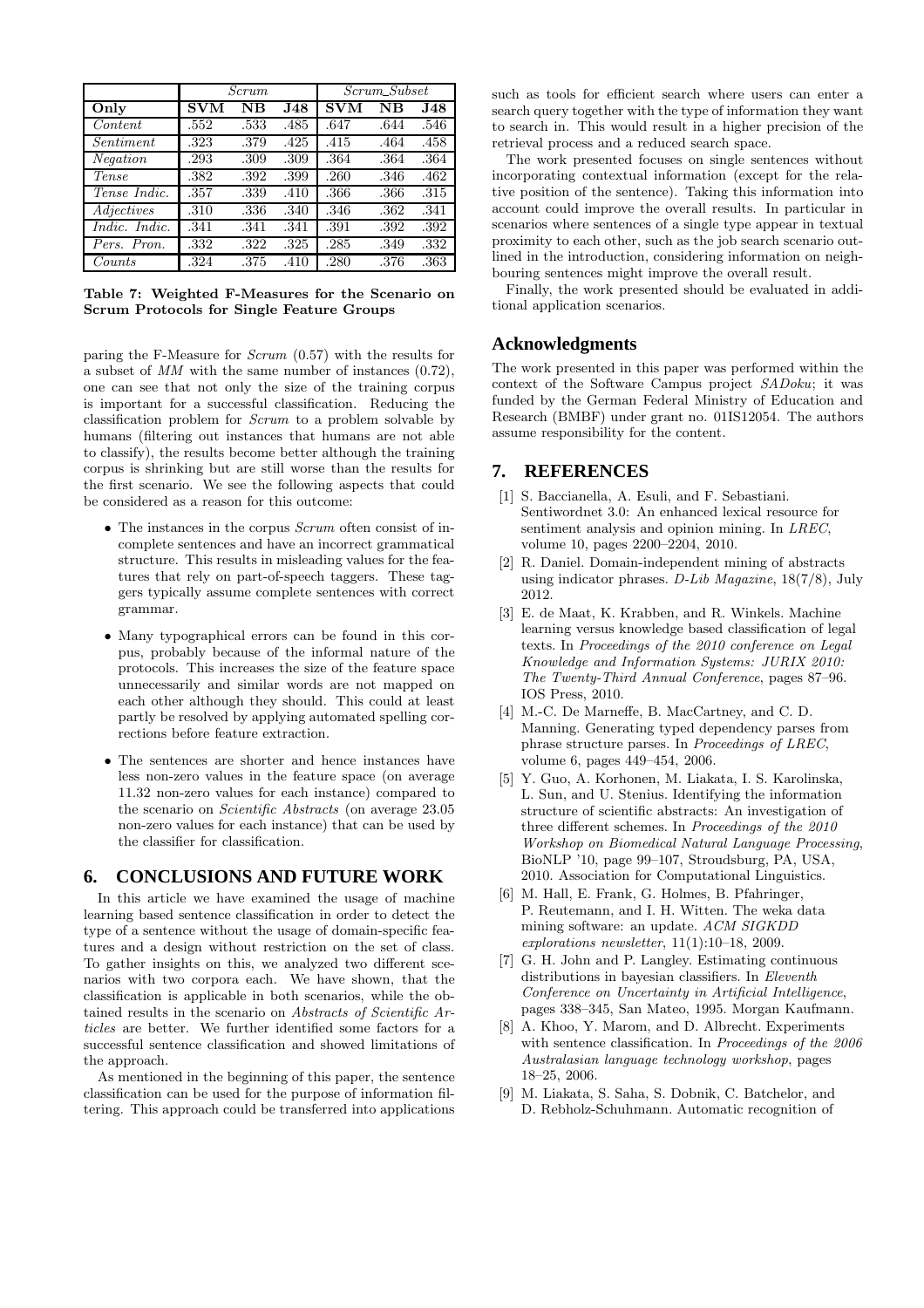| | *Scrum* | | | *Scrum_Subset* | | |
|---|---|---|---|---|---|---|
| **Only** | **SVM** | **NB** | **J48** | **SVM** | **NB** | **J48** |
| *Content* | .552 | .533 | .485 | .647 | .644 | .546 |
| *Sentiment* | .323 | .379 | .425 | .415 | .464 | .458 |
| *Negation* | .293 | .309 | .309 | .364 | .364 | .364 |
| *Tense* | .382 | .392 | .399 | .260 | .346 | .462 |
| *Tense Indic.* | .357 | .339 | .410 | .366 | .366 | .315 |
| *Adjectives* | .310 | .336 | .340 | .346 | .362 | .341 |
| *Indic. Indic.* | .341 | .341 | .341 | .391 | .392 | .392 |
| *Pers. Pron.* | .332 | .322 | .325 | .285 | .349 | .332 |
| *Counts* | .324 | .375 | .410 | .280 | .376 | .363 |

**Table 7: Weighted F-Measures for the Scenario on Scrum Protocols for Single Feature Groups**

paring the F-Measure for *Scrum* (0.57) with the results for a subset of *MM* with the same number of instances (0.72), one can see that not only the size of the training corpus is important for a successful classification. Reducing the classification problem for *Scrum* to a problem solvable by humans (filtering out instances that humans are not able to classify), the results become better although the training corpus is shrinking but are still worse than the results for the first scenario. We see the following aspects that could be considered as a reason for this outcome:

- The instances in the corpus *Scrum* often consist of incomplete sentences and have an incorrect grammatical structure. This results in misleading values for the features that rely on part-of-speech taggers. These taggers typically assume complete sentences with correct grammar.
- Many typographical errors can be found in this corpus, probably because of the informal nature of the protocols. This increases the size of the feature space unnecessarily and similar words are not mapped on each other although they should. This could at least partly be resolved by applying automated spelling corrections before feature extraction.
- The sentences are shorter and hence instances have less non-zero values in the feature space (on average 11.32 non-zero values for each instance) compared to the scenario on *Scientific Abstracts* (on average 23.05 non-zero values for each instance) that can be used by the classifier for classification.

## 6. CONCLUSIONS AND FUTURE WORK

In this article we have examined the usage of machine learning based sentence classification in order to detect the type of a sentence without the usage of domain-specific features and a design without restriction on the set of class. To gather insights on this, we analyzed two different scenarios with two corpora each. We have shown, that the classification is applicable in both scenarios, while the obtained results in the scenario on *Abstracts of Scientific Articles* are better. We further identified some factors for a successful sentence classification and showed limitations of the approach.

As mentioned in the beginning of this paper, the sentence classification can be used for the purpose of information filtering. This approach could be transferred into applications such as tools for efficient search where users can enter a search query together with the type of information they want to search in. This would result in a higher precision of the retrieval process and a reduced search space.

The work presented focuses on single sentences without incorporating contextual information (except for the relative position of the sentence). Taking this information into account could improve the overall results. In particular in scenarios where sentences of a single type appear in textual proximity to each other, such as the job search scenario outlined in the introduction, considering information on neighbouring sentences might improve the overall result.

Finally, the work presented should be evaluated in additional application scenarios.

## Acknowledgments

The work presented in this paper was performed within the context of the Software Campus project *SADoku*; it was funded by the German Federal Ministry of Education and Research (BMBF) under grant no. 01IS12054. The authors assume responsibility for the content.

## 7. REFERENCES

[1] S. Baccianella, A. Esuli, and F. Sebastiani. Sentiwordnet 3.0: An enhanced lexical resource for sentiment analysis and opinion mining. In *LREC*, volume 10, pages 2200–2204, 2010.

[2] R. Daniel. Domain-independent mining of abstracts using indicator phrases. *D-Lib Magazine*, 18(7/8), July 2012.

[3] E. de Maat, K. Krabben, and R. Winkels. Machine learning versus knowledge based classification of legal texts. In *Proceedings of the 2010 conference on Legal Knowledge and Information Systems: JURIX 2010: The Twenty-Third Annual Conference*, pages 87–96. IOS Press, 2010.

[4] M.-C. De Marneffe, B. MacCartney, and C. D. Manning. Generating typed dependency parses from phrase structure parses. In *Proceedings of LREC*, volume 6, pages 449–454, 2006.

[5] Y. Guo, A. Korhonen, M. Liakata, I. S. Karolinska, L. Sun, and U. Stenius. Identifying the information structure of scientific abstracts: An investigation of three different schemes. In *Proceedings of the 2010 Workshop on Biomedical Natural Language Processing*, BioNLP '10, page 99–107, Stroudsburg, PA, USA, 2010. Association for Computational Linguistics.

[6] M. Hall, E. Frank, G. Holmes, B. Pfahringer, P. Reutemann, and I. H. Witten. The weka data mining software: an update. *ACM SIGKDD explorations newsletter*, 11(1):10–18, 2009.

[7] G. H. John and P. Langley. Estimating continuous distributions in bayesian classifiers. In *Eleventh Conference on Uncertainty in Artificial Intelligence*, pages 338–345, San Mateo, 1995. Morgan Kaufmann.

[8] A. Khoo, Y. Marom, and D. Albrecht. Experiments with sentence classification. In *Proceedings of the 2006 Australasian language technology workshop*, pages 18–25, 2006.

[9] M. Liakata, S. Saha, S. Dobnik, C. Batchelor, and D. Rebholz-Schuhmann. Automatic recognition of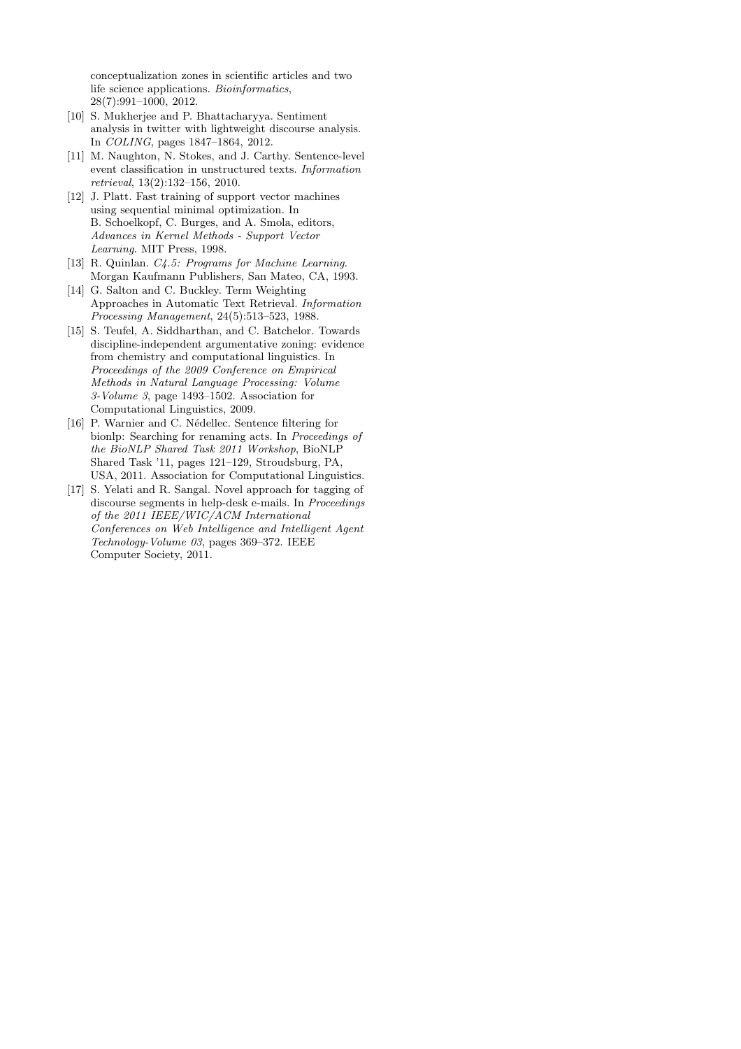conceptualization zones in scientific articles and two life science applications. *Bioinformatics*, 28(7):991–1000, 2012.

[10] S. Mukherjee and P. Bhattacharyya. Sentiment analysis in twitter with lightweight discourse analysis. In *COLING*, pages 1847–1864, 2012.

[11] M. Naughton, N. Stokes, and J. Carthy. Sentence-level event classification in unstructured texts. *Information retrieval*, 13(2):132–156, 2010.

[12] J. Platt. Fast training of support vector machines using sequential minimal optimization. In B. Schoelkopf, C. Burges, and A. Smola, editors, *Advances in Kernel Methods - Support Vector Learning*. MIT Press, 1998.

[13] R. Quinlan. *C4.5: Programs for Machine Learning*. Morgan Kaufmann Publishers, San Mateo, CA, 1993.

[14] G. Salton and C. Buckley. Term Weighting Approaches in Automatic Text Retrieval. *Information Processing Management*, 24(5):513–523, 1988.

[15] S. Teufel, A. Siddharthan, and C. Batchelor. Towards discipline-independent argumentative zoning: evidence from chemistry and computational linguistics. In *Proceedings of the 2009 Conference on Empirical Methods in Natural Language Processing: Volume 3-Volume 3*, page 1493–1502. Association for Computational Linguistics, 2009.

[16] P. Warnier and C. Nédellec. Sentence filtering for bionlp: Searching for renaming acts. In *Proceedings of the BioNLP Shared Task 2011 Workshop*, BioNLP Shared Task '11, pages 121–129, Stroudsburg, PA, USA, 2011. Association for Computational Linguistics.

[17] S. Yelati and R. Sangal. Novel approach for tagging of discourse segments in help-desk e-mails. In *Proceedings of the 2011 IEEE/WIC/ACM International Conferences on Web Intelligence and Intelligent Agent Technology-Volume 03*, pages 369–372. IEEE Computer Society, 2011.